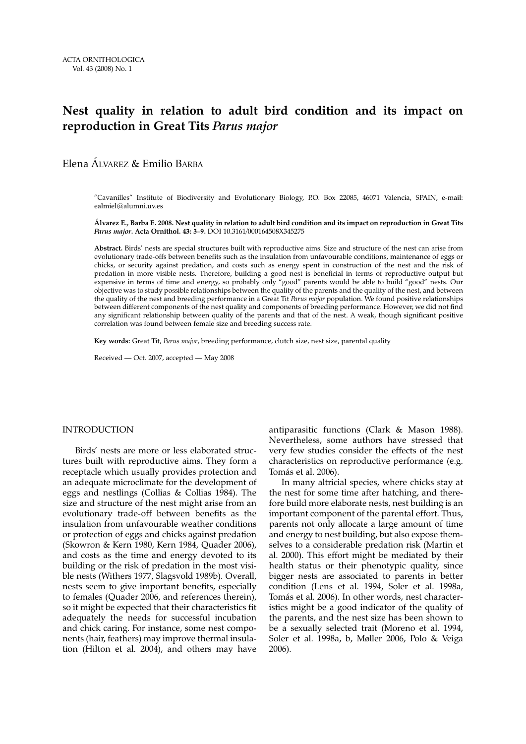# Nest quality in relation to adult bird condition and its impact on reproduction in Great Tits *Parus major*

Elena Álvarez & Emilio Barba

"Cavanilles" Institute of Biodiversity and Evolutionary Biology, P.O. Box 22085, 46071 Valencia, SPAIN, e-mail: ealmiel@alumni.uv.es

**Álvarez E., Barba E. 2008. Nest quality in relation to adult bird condition and its impact on reproduction in Great Tits *Parus major*. Acta Ornithol. 43: 3–9.** DOI 10.3161/000164508X345275

**Abstract.** Birds' nests are special structures built with reproductive aims. Size and structure of the nest can arise from evolutionary trade-offs between benefits such as the insulation from unfavourable conditions, maintenance of eggs or chicks, or security against predation, and costs such as energy spent in construction of the nest and the risk of predation in more visible nests. Therefore, building a good nest is beneficial in terms of reproductive output but expensive in terms of time and energy, so probably only "good" parents would be able to build "good" nests. Our objective was to study possible relationships between the quality of the parents and the quality of the nest, and between the quality of the nest and breeding performance in a Great Tit *Parus major* population. We found positive relationships between different components of the nest quality and components of breeding performance. However, we did not find any significant relationship between quality of the parents and that of the nest. A weak, though significant positive correlation was found between female size and breeding success rate.

**Key words:** Great Tit, *Parus major*, breeding performance, clutch size, nest size, parental quality

Received — Oct. 2007, accepted — May 2008

## INTRODUCTION

Birds' nests are more or less elaborated structures built with reproductive aims. They form a receptacle which usually provides protection and an adequate microclimate for the development of eggs and nestlings (Collias & Collias 1984). The size and structure of the nest might arise from an evolutionary trade-off between benefits as the insulation from unfavourable weather conditions or protection of eggs and chicks against predation (Skowron & Kern 1980, Kern 1984, Quader 2006), and costs as the time and energy devoted to its building or the risk of predation in the most visible nests (Withers 1977, Slagsvold 1989b). Overall, nests seem to give important benefits, especially to females (Quader 2006, and references therein), so it might be expected that their characteristics fit adequately the needs for successful incubation and chick caring. For instance, some nest components (hair, feathers) may improve thermal insulation (Hilton et al. 2004), and others may have antiparasitic functions (Clark & Mason 1988). Nevertheless, some authors have stressed that very few studies consider the effects of the nest characteristics on reproductive performance (e.g. Tomás et al. 2006).

In many altricial species, where chicks stay at the nest for some time after hatching, and therefore build more elaborate nests, nest building is an important component of the parental effort. Thus, parents not only allocate a large amount of time and energy to nest building, but also expose themselves to a considerable predation risk (Martin et al. 2000). This effort might be mediated by their health status or their phenotypic quality, since bigger nests are associated to parents in better condition (Lens et al. 1994, Soler et al. 1998a, Tomás et al. 2006). In other words, nest characteristics might be a good indicator of the quality of the parents, and the nest size has been shown to be a sexually selected trait (Moreno et al. 1994, Soler et al. 1998a, b, Møller 2006, Polo & Veiga 2006).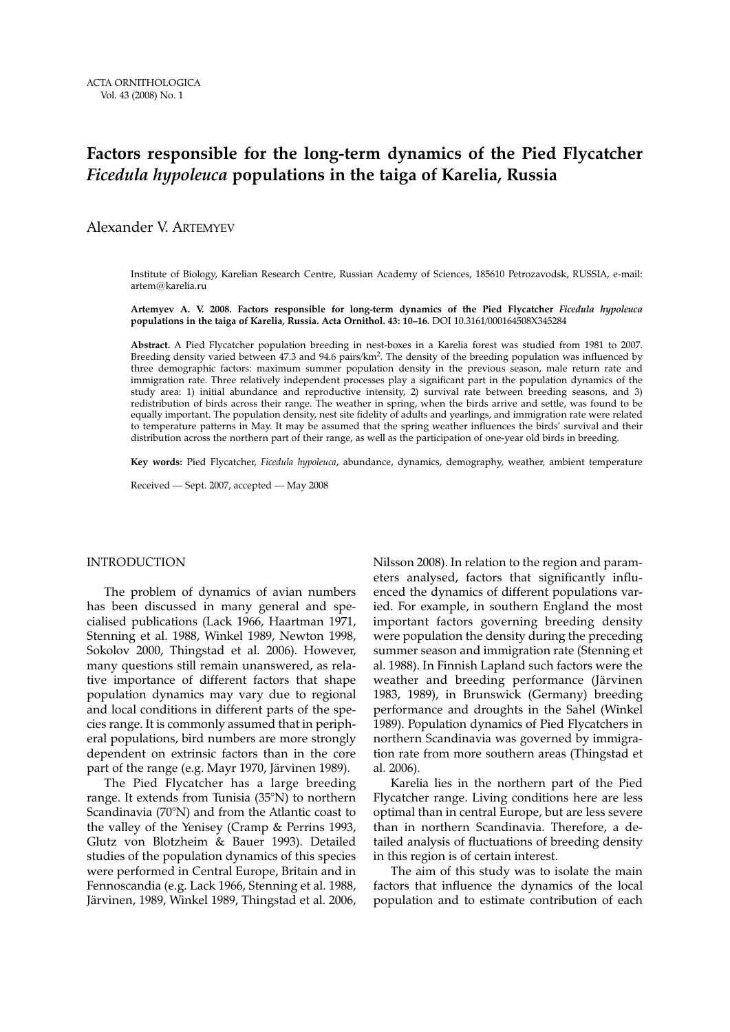# Factors responsible for the long-term dynamics of the Pied Flycatcher *Ficedula hypoleuca* populations in the taiga of Karelia, Russia

Alexander V. Artemyev

Institute of Biology, Karelian Research Centre, Russian Academy of Sciences, 185610 Petrozavodsk, RUSSIA, e-mail: artem@karelia.ru

**Artemyev A. V. 2008. Factors responsible for long-term dynamics of the Pied Flycatcher *Ficedula hypoleuca* populations in the taiga of Karelia, Russia. Acta Ornithol. 43: 10–16.** DOI 10.3161/000164508X345284

**Abstract.** A Pied Flycatcher population breeding in nest-boxes in a Karelia forest was studied from 1981 to 2007. Breeding density varied between 47.3 and 94.6 pairs/km$^2$. The density of the breeding population was influenced by three demographic factors: maximum summer population density in the previous season, male return rate and immigration rate. Three relatively independent processes play a significant part in the population dynamics of the study area: 1) initial abundance and reproductive intensity, 2) survival rate between breeding seasons, and 3) redistribution of birds across their range. The weather in spring, when the birds arrive and settle, was found to be equally important. The population density, nest site fidelity of adults and yearlings, and immigration rate were related to temperature patterns in May. It may be assumed that the spring weather influences the birds' survival and their distribution across the northern part of their range, as well as the participation of one-year old birds in breeding.

**Key words:** Pied Flycatcher, *Ficedula hypoleuca*, abundance, dynamics, demography, weather, ambient temperature

Received — Sept. 2007, accepted — May 2008

## INTRODUCTION

The problem of dynamics of avian numbers has been discussed in many general and specialised publications (Lack 1966, Haartman 1971, Stenning et al. 1988, Winkel 1989, Newton 1998, Sokolov 2000, Thingstad et al. 2006). However, many questions still remain unanswered, as relative importance of different factors that shape population dynamics may vary due to regional and local conditions in different parts of the species range. It is commonly assumed that in peripheral populations, bird numbers are more strongly dependent on extrinsic factors than in the core part of the range (e.g. Mayr 1970, Järvinen 1989).

The Pied Flycatcher has a large breeding range. It extends from Tunisia (35°N) to northern Scandinavia (70°N) and from the Atlantic coast to the valley of the Yenisey (Cramp & Perrins 1993, Glutz von Blotzheim & Bauer 1993). Detailed studies of the population dynamics of this species were performed in Central Europe, Britain and in Fennoscandia (e.g. Lack 1966, Stenning et al. 1988, Järvinen, 1989, Winkel 1989, Thingstad et al. 2006, Nilsson 2008). In relation to the region and parameters analysed, factors that significantly influenced the dynamics of different populations varied. For example, in southern England the most important factors governing breeding density were population the density during the preceding summer season and immigration rate (Stenning et al. 1988). In Finnish Lapland such factors were the weather and breeding performance (Järvinen 1983, 1989), in Brunswick (Germany) breeding performance and droughts in the Sahel (Winkel 1989). Population dynamics of Pied Flycatchers in northern Scandinavia was governed by immigration rate from more southern areas (Thingstad et al. 2006).

Karelia lies in the northern part of the Pied Flycatcher range. Living conditions here are less optimal than in central Europe, but are less severe than in northern Scandinavia. Therefore, a detailed analysis of fluctuations of breeding density in this region is of certain interest.

The aim of this study was to isolate the main factors that influence the dynamics of the local population and to estimate contribution of each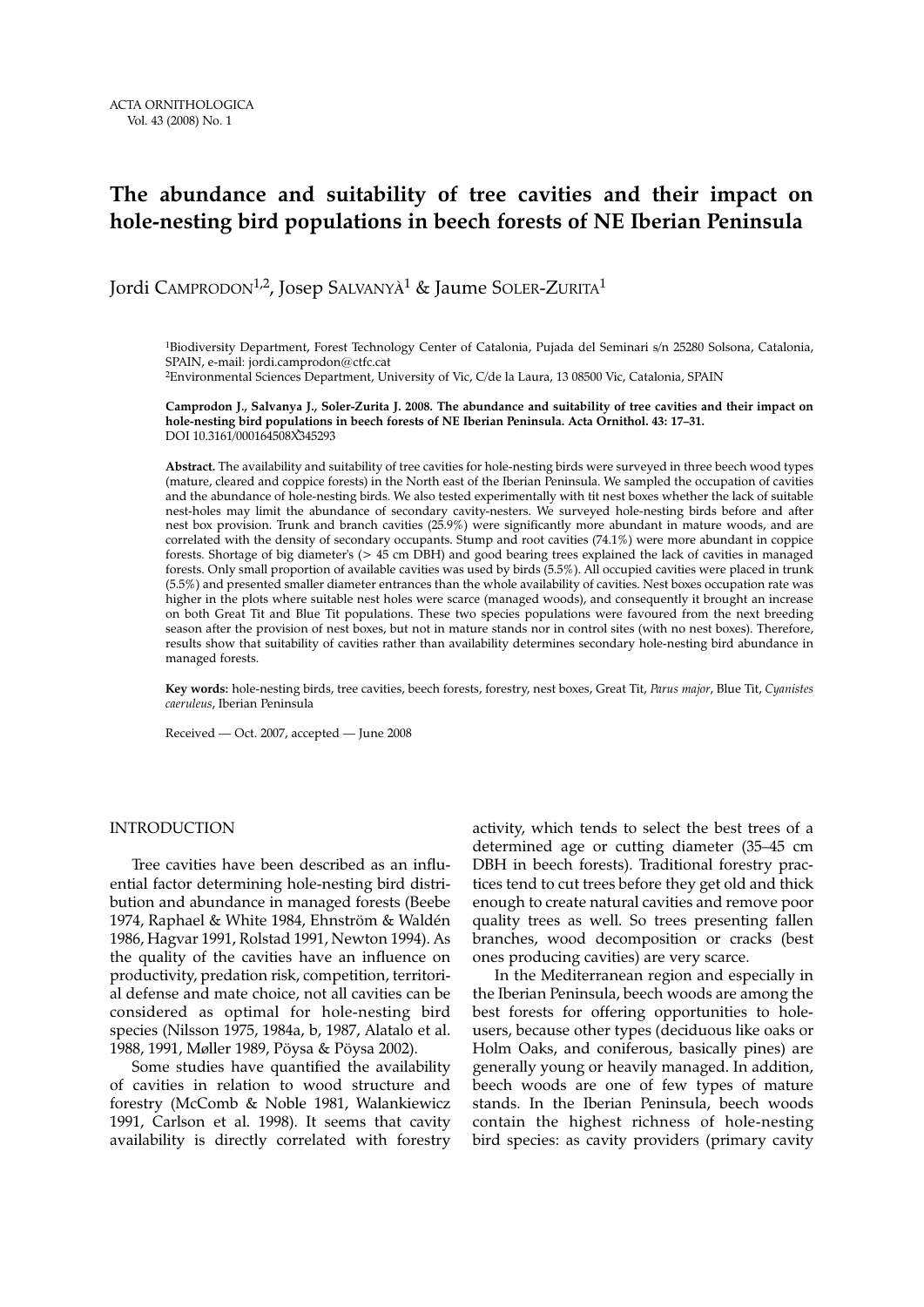# The abundance and suitability of tree cavities and their impact on hole-nesting bird populations in beech forests of NE Iberian Peninsula

Jordi CAMPRODON[1,2], Josep SALVANYÀ[1] & Jaume SOLER-ZURITA[1]

[1]Biodiversity Department, Forest Technology Center of Catalonia, Pujada del Seminari s/n 25280 Solsona, Catalonia, SPAIN, e-mail: jordi.camprodon@ctfc.cat
[2]Environmental Sciences Department, University of Vic, C/de la Laura, 13 08500 Vic, Catalonia, SPAIN

**Camprodon J., Salvanya J., Soler-Zurita J. 2008. The abundance and suitability of tree cavities and their impact on hole-nesting bird populations in beech forests of NE Iberian Peninsula. Acta Ornithol. 43: 17–31.**
DOI 10.3161/000164508X345293

**Abstract.** The availability and suitability of tree cavities for hole-nesting birds were surveyed in three beech wood types (mature, cleared and coppice forests) in the North east of the Iberian Peninsula. We sampled the occupation of cavities and the abundance of hole-nesting birds. We also tested experimentally with tit nest boxes whether the lack of suitable nest-holes may limit the abundance of secondary cavity-nesters. We surveyed hole-nesting birds before and after nest box provision. Trunk and branch cavities (25.9%) were significantly more abundant in mature woods, and are correlated with the density of secondary occupants. Stump and root cavities (74.1%) were more abundant in coppice forests. Shortage of big diameter's (> 45 cm DBH) and good bearing trees explained the lack of cavities in managed forests. Only small proportion of available cavities was used by birds (5.5%). All occupied cavities were placed in trunk (5.5%) and presented smaller diameter entrances than the whole availability of cavities. Nest boxes occupation rate was higher in the plots where suitable nest holes were scarce (managed woods), and consequently it brought an increase on both Great Tit and Blue Tit populations. These two species populations were favoured from the next breeding season after the provision of nest boxes, but not in mature stands nor in control sites (with no nest boxes). Therefore, results show that suitability of cavities rather than availability determines secondary hole-nesting bird abundance in managed forests.

**Key words:** hole-nesting birds, tree cavities, beech forests, forestry, nest boxes, Great Tit, *Parus major*, Blue Tit, *Cyanistes caeruleus*, Iberian Peninsula

Received — Oct. 2007, accepted — June 2008

## INTRODUCTION

Tree cavities have been described as an influential factor determining hole-nesting bird distribution and abundance in managed forests (Beebe 1974, Raphael & White 1984, Ehnström & Waldén 1986, Hagvar 1991, Rolstad 1991, Newton 1994). As the quality of the cavities have an influence on productivity, predation risk, competition, territorial defense and mate choice, not all cavities can be considered as optimal for hole-nesting bird species (Nilsson 1975, 1984a, b, 1987, Alatalo et al. 1988, 1991, Møller 1989, Pöysa & Pöysa 2002).

Some studies have quantified the availability of cavities in relation to wood structure and forestry (McComb & Noble 1981, Walankiewicz 1991, Carlson et al. 1998). It seems that cavity availability is directly correlated with forestry activity, which tends to select the best trees of a determined age or cutting diameter (35–45 cm DBH in beech forests). Traditional forestry practices tend to cut trees before they get old and thick enough to create natural cavities and remove poor quality trees as well. So trees presenting fallen branches, wood decomposition or cracks (best ones producing cavities) are very scarce.

In the Mediterranean region and especially in the Iberian Peninsula, beech woods are among the best forests for offering opportunities to hole-users, because other types (deciduous like oaks or Holm Oaks, and coniferous, basically pines) are generally young or heavily managed. In addition, beech woods are one of few types of mature stands. In the Iberian Peninsula, beech woods contain the highest richness of hole-nesting bird species: as cavity providers (primary cavity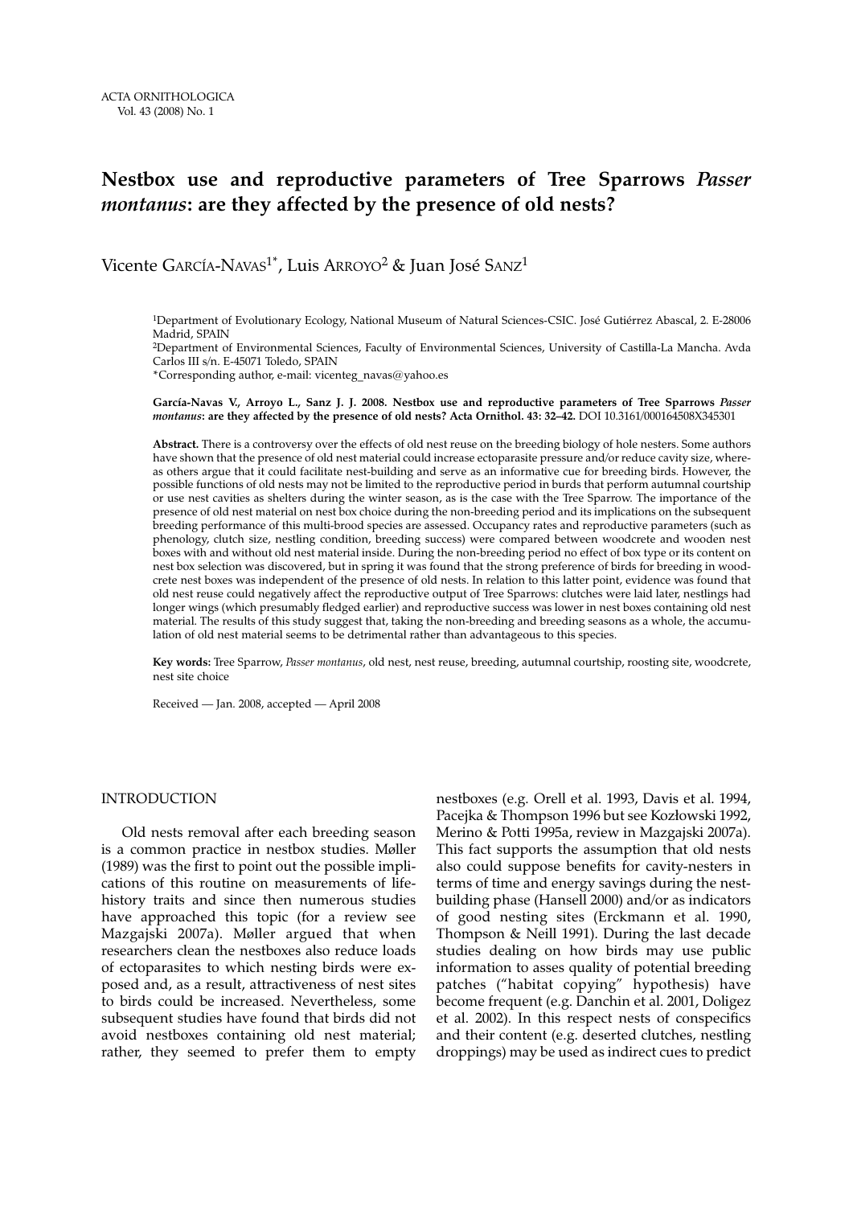ACTA ORNITHOLOGICA
Vol. 43 (2008) No. 1

# Nestbox use and reproductive parameters of Tree Sparrows *Passer montanus*: are they affected by the presence of old nests?

Vicente García-Navas[1*], Luis Arroyo[2] & Juan José Sanz[1]

[1]Department of Evolutionary Ecology, National Museum of Natural Sciences-CSIC. José Gutiérrez Abascal, 2. E-28006 Madrid, SPAIN

[2]Department of Environmental Sciences, Faculty of Environmental Sciences, University of Castilla-La Mancha. Avda Carlos III s/n. E-45071 Toledo, SPAIN

*Corresponding author, e-mail: vicenteg_navas@yahoo.es

**García-Navas V., Arroyo L., Sanz J. J. 2008. Nestbox use and reproductive parameters of Tree Sparrows *Passer montanus*: are they affected by the presence of old nests? Acta Ornithol. 43: 32–42.** DOI 10.3161/000164508X345301

**Abstract.** There is a controversy over the effects of old nest reuse on the breeding biology of hole nesters. Some authors have shown that the presence of old nest material could increase ectoparasite pressure and/or reduce cavity size, whereas others argue that it could facilitate nest-building and serve as an informative cue for breeding birds. However, the possible functions of old nests may not be limited to the reproductive period in burds that perform autumnal courtship or use nest cavities as shelters during the winter season, as is the case with the Tree Sparrow. The importance of the presence of old nest material on nest box choice during the non-breeding period and its implications on the subsequent breeding performance of this multi-brood species are assessed. Occupancy rates and reproductive parameters (such as phenology, clutch size, nestling condition, breeding success) were compared between woodcrete and wooden nest boxes with and without old nest material inside. During the non-breeding period no effect of box type or its content on nest box selection was discovered, but in spring it was found that the strong preference of birds for breeding in woodcrete nest boxes was independent of the presence of old nests. In relation to this latter point, evidence was found that old nest reuse could negatively affect the reproductive output of Tree Sparrows: clutches were laid later, nestlings had longer wings (which presumably fledged earlier) and reproductive success was lower in nest boxes containing old nest material. The results of this study suggest that, taking the non-breeding and breeding seasons as a whole, the accumulation of old nest material seems to be detrimental rather than advantageous to this species.

**Key words:** Tree Sparrow, *Passer montanus*, old nest, nest reuse, breeding, autumnal courtship, roosting site, woodcrete, nest site choice

Received — Jan. 2008, accepted — April 2008

## INTRODUCTION

Old nests removal after each breeding season is a common practice in nestbox studies. Møller (1989) was the first to point out the possible implications of this routine on measurements of life-history traits and since then numerous studies have approached this topic (for a review see Mazgajski 2007a). Møller argued that when researchers clean the nestboxes also reduce loads of ectoparasites to which nesting birds were exposed and, as a result, attractiveness of nest sites to birds could be increased. Nevertheless, some subsequent studies have found that birds did not avoid nestboxes containing old nest material; rather, they seemed to prefer them to empty nestboxes (e.g. Orell et al. 1993, Davis et al. 1994, Pacejka & Thompson 1996 but see Kozłowski 1992, Merino & Potti 1995a, review in Mazgajski 2007a). This fact supports the assumption that old nests also could suppose benefits for cavity-nesters in terms of time and energy savings during the nest-building phase (Hansell 2000) and/or as indicators of good nesting sites (Erckmann et al. 1990, Thompson & Neill 1991). During the last decade studies dealing on how birds may use public information to asses quality of potential breeding patches ("habitat copying" hypothesis) have become frequent (e.g. Danchin et al. 2001, Doligez et al. 2002). In this respect nests of conspecifics and their content (e.g. deserted clutches, nestling droppings) may be used as indirect cues to predict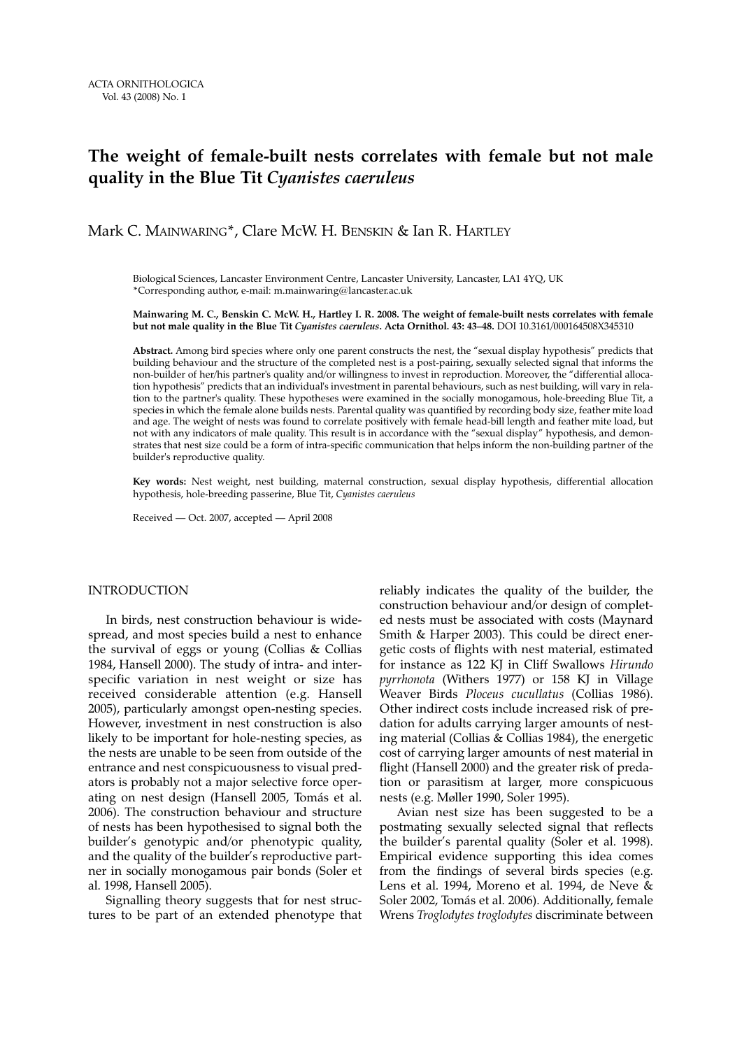# The weight of female-built nests correlates with female but not male quality in the Blue Tit *Cyanistes caeruleus*

Mark C. MAINWARING*, Clare McW. H. BENSKIN & Ian R. HARTLEY

Biological Sciences, Lancaster Environment Centre, Lancaster University, Lancaster, LA1 4YQ, UK
*Corresponding author, e-mail: m.mainwaring@lancaster.ac.uk

**Mainwaring M. C., Benskin C. McW. H., Hartley I. R. 2008. The weight of female-built nests correlates with female but not male quality in the Blue Tit *Cyanistes caeruleus*. Acta Ornithol. 43: 43–48.** DOI 10.3161/000164508X345310

**Abstract.** Among bird species where only one parent constructs the nest, the "sexual display hypothesis" predicts that building behaviour and the structure of the completed nest is a post-pairing, sexually selected signal that informs the non-builder of her/his partner's quality and/or willingness to invest in reproduction. Moreover, the "differential allocation hypothesis" predicts that an individual's investment in parental behaviours, such as nest building, will vary in relation to the partner's quality. These hypotheses were examined in the socially monogamous, hole-breeding Blue Tit, a species in which the female alone builds nests. Parental quality was quantified by recording body size, feather mite load and age. The weight of nests was found to correlate positively with female head-bill length and feather mite load, but not with any indicators of male quality. This result is in accordance with the "sexual display" hypothesis, and demonstrates that nest size could be a form of intra-specific communication that helps inform the non-building partner of the builder's reproductive quality.

**Key words:** Nest weight, nest building, maternal construction, sexual display hypothesis, differential allocation hypothesis, hole-breeding passerine, Blue Tit, *Cyanistes caeruleus*

Received — Oct. 2007, accepted — April 2008

## INTRODUCTION

In birds, nest construction behaviour is widespread, and most species build a nest to enhance the survival of eggs or young (Collias & Collias 1984, Hansell 2000). The study of intra- and inter-specific variation in nest weight or size has received considerable attention (e.g. Hansell 2005), particularly amongst open-nesting species. However, investment in nest construction is also likely to be important for hole-nesting species, as the nests are unable to be seen from outside of the entrance and nest conspicuousness to visual predators is probably not a major selective force operating on nest design (Hansell 2005, Tomás et al. 2006). The construction behaviour and structure of nests has been hypothesised to signal both the builder's genotypic and/or phenotypic quality, and the quality of the builder's reproductive partner in socially monogamous pair bonds (Soler et al. 1998, Hansell 2005).

Signalling theory suggests that for nest structures to be part of an extended phenotype that reliably indicates the quality of the builder, the construction behaviour and/or design of completed nests must be associated with costs (Maynard Smith & Harper 2003). This could be direct energetic costs of flights with nest material, estimated for instance as 122 KJ in Cliff Swallows *Hirundo pyrrhonota* (Withers 1977) or 158 KJ in Village Weaver Birds *Ploceus cucullatus* (Collias 1986). Other indirect costs include increased risk of predation for adults carrying larger amounts of nesting material (Collias & Collias 1984), the energetic cost of carrying larger amounts of nest material in flight (Hansell 2000) and the greater risk of predation or parasitism at larger, more conspicuous nests (e.g. Møller 1990, Soler 1995).

Avian nest size has been suggested to be a postmating sexually selected signal that reflects the builder's parental quality (Soler et al. 1998). Empirical evidence supporting this idea comes from the findings of several birds species (e.g. Lens et al. 1994, Moreno et al. 1994, de Neve & Soler 2002, Tomás et al. 2006). Additionally, female Wrens *Troglodytes troglodytes* discriminate between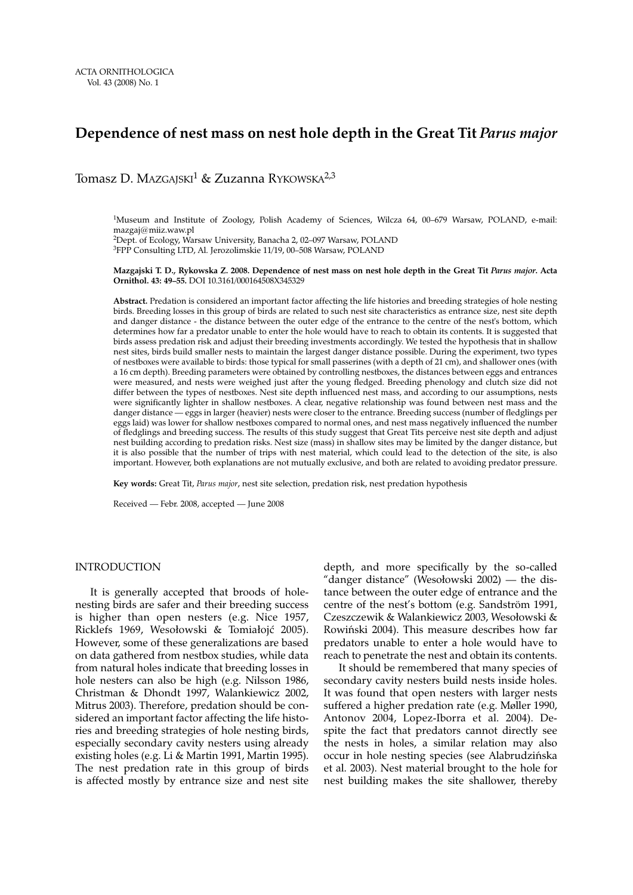# Dependence of nest mass on nest hole depth in the Great Tit *Parus major*

Tomasz D. Mazgajski[1] & Zuzanna Rykowska[2,3]

[1]Museum and Institute of Zoology, Polish Academy of Sciences, Wilcza 64, 00–679 Warsaw, POLAND, e-mail: mazgaj@miiz.waw.pl
[2]Dept. of Ecology, Warsaw University, Banacha 2, 02–097 Warsaw, POLAND
[3]FPP Consulting LTD, Al. Jerozolimskie 11/19, 00–508 Warsaw, POLAND

**Mazgajski T. D., Rykowska Z. 2008. Dependence of nest mass on nest hole depth in the Great Tit *Parus major*. Acta Ornithol. 43: 49–55.** DOI 10.3161/000164508X345329

**Abstract.** Predation is considered an important factor affecting the life histories and breeding strategies of hole nesting birds. Breeding losses in this group of birds are related to such nest site characteristics as entrance size, nest site depth and danger distance - the distance between the outer edge of the entrance to the centre of the nest's bottom, which determines how far a predator unable to enter the hole would have to reach to obtain its contents. It is suggested that birds assess predation risk and adjust their breeding investments accordingly. We tested the hypothesis that in shallow nest sites, birds build smaller nests to maintain the largest danger distance possible. During the experiment, two types of nestboxes were available to birds: those typical for small passerines (with a depth of 21 cm), and shallower ones (with a 16 cm depth). Breeding parameters were obtained by controlling nestboxes, the distances between eggs and entrances were measured, and nests were weighed just after the young fledged. Breeding phenology and clutch size did not differ between the types of nestboxes. Nest site depth influenced nest mass, and according to our assumptions, nests were significantly lighter in shallow nestboxes. A clear, negative relationship was found between nest mass and the danger distance — eggs in larger (heavier) nests were closer to the entrance. Breeding success (number of fledglings per eggs laid) was lower for shallow nestboxes compared to normal ones, and nest mass negatively influenced the number of fledglings and breeding success. The results of this study suggest that Great Tits perceive nest site depth and adjust nest building according to predation risks. Nest size (mass) in shallow sites may be limited by the danger distance, but it is also possible that the number of trips with nest material, which could lead to the detection of the site, is also important. However, both explanations are not mutually exclusive, and both are related to avoiding predator pressure.

**Key words:** Great Tit, *Parus major*, nest site selection, predation risk, nest predation hypothesis

Received — Febr. 2008, accepted — June 2008

## INTRODUCTION

It is generally accepted that broods of hole-nesting birds are safer and their breeding success is higher than open nesters (e.g. Nice 1957, Ricklefs 1969, Wesołowski & Tomiałojć 2005). However, some of these generalizations are based on data gathered from nestbox studies, while data from natural holes indicate that breeding losses in hole nesters can also be high (e.g. Nilsson 1986, Christman & Dhondt 1997, Walankiewicz 2002, Mitrus 2003). Therefore, predation should be considered an important factor affecting the life histories and breeding strategies of hole nesting birds, especially secondary cavity nesters using already existing holes (e.g. Li & Martin 1991, Martin 1995). The nest predation rate in this group of birds is affected mostly by entrance size and nest site depth, and more specifically by the so-called "danger distance" (Wesołowski 2002) — the distance between the outer edge of entrance and the centre of the nest's bottom (e.g. Sandström 1991, Czeszczewik & Walankiewicz 2003, Wesołowski & Rowiński 2004). This measure describes how far predators unable to enter a hole would have to reach to penetrate the nest and obtain its contents.

It should be remembered that many species of secondary cavity nesters build nests inside holes. It was found that open nesters with larger nests suffered a higher predation rate (e.g. Møller 1990, Antonov 2004, Lopez-Iborra et al. 2004). Despite the fact that predators cannot directly see the nests in holes, a similar relation may also occur in hole nesting species (see Alabrudzińska et al. 2003). Nest material brought to the hole for nest building makes the site shallower, thereby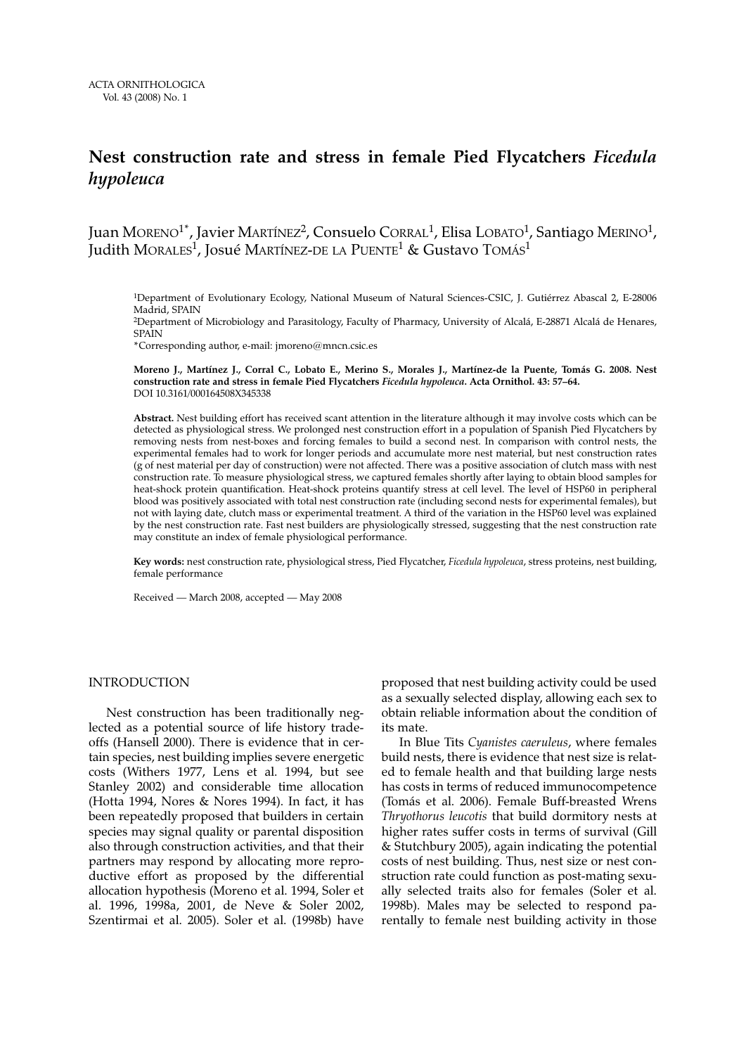ACTA ORNITHOLOGICA
Vol. 43 (2008) No. 1

# Nest construction rate and stress in female Pied Flycatchers *Ficedula hypoleuca*

Juan Moreno[1*], Javier Martínez[2], Consuelo Corral[1], Elisa Lobato[1], Santiago Merino[1], Judith Morales[1], Josué Martínez-de la Puente[1] & Gustavo Tomás[1]

[1]Department of Evolutionary Ecology, National Museum of Natural Sciences-CSIC, J. Gutiérrez Abascal 2, E-28006 Madrid, SPAIN

[2]Department of Microbiology and Parasitology, Faculty of Pharmacy, University of Alcalá, E-28871 Alcalá de Henares, SPAIN

*Corresponding author, e-mail: jmoreno@mncn.csic.es

**Moreno J., Martínez J., Corral C., Lobato E., Merino S., Morales J., Martínez-de la Puente, Tomás G. 2008. Nest construction rate and stress in female Pied Flycatchers *Ficedula hypoleuca*. Acta Ornithol. 43: 57–64.**
DOI 10.3161/000164508X345338

**Abstract.** Nest building effort has received scant attention in the literature although it may involve costs which can be detected as physiological stress. We prolonged nest construction effort in a population of Spanish Pied Flycatchers by removing nests from nest-boxes and forcing females to build a second nest. In comparison with control nests, the experimental females had to work for longer periods and accumulate more nest material, but nest construction rates (g of nest material per day of construction) were not affected. There was a positive association of clutch mass with nest construction rate. To measure physiological stress, we captured females shortly after laying to obtain blood samples for heat-shock protein quantification. Heat-shock proteins quantify stress at cell level. The level of HSP60 in peripheral blood was positively associated with total nest construction rate (including second nests for experimental females), but not with laying date, clutch mass or experimental treatment. A third of the variation in the HSP60 level was explained by the nest construction rate. Fast nest builders are physiologically stressed, suggesting that the nest construction rate may constitute an index of female physiological performance.

**Key words:** nest construction rate, physiological stress, Pied Flycatcher, *Ficedula hypoleuca*, stress proteins, nest building, female performance

Received — March 2008, accepted — May 2008

## INTRODUCTION

Nest construction has been traditionally neglected as a potential source of life history trade-offs (Hansell 2000). There is evidence that in certain species, nest building implies severe energetic costs (Withers 1977, Lens et al. 1994, but see Stanley 2002) and considerable time allocation (Hotta 1994, Nores & Nores 1994). In fact, it has been repeatedly proposed that builders in certain species may signal quality or parental disposition also through construction activities, and that their partners may respond by allocating more reproductive effort as proposed by the differential allocation hypothesis (Moreno et al. 1994, Soler et al. 1996, 1998a, 2001, de Neve & Soler 2002, Szentirmai et al. 2005). Soler et al. (1998b) have proposed that nest building activity could be used as a sexually selected display, allowing each sex to obtain reliable information about the condition of its mate.

In Blue Tits *Cyanistes caeruleus*, where females build nests, there is evidence that nest size is related to female health and that building large nests has costs in terms of reduced immunocompetence (Tomás et al. 2006). Female Buff-breasted Wrens *Thryothorus leucotis* that build dormitory nests at higher rates suffer costs in terms of survival (Gill & Stutchbury 2005), again indicating the potential costs of nest building. Thus, nest size or nest construction rate could function as post-mating sexually selected traits also for females (Soler et al. 1998b). Males may be selected to respond parentally to female nest building activity in those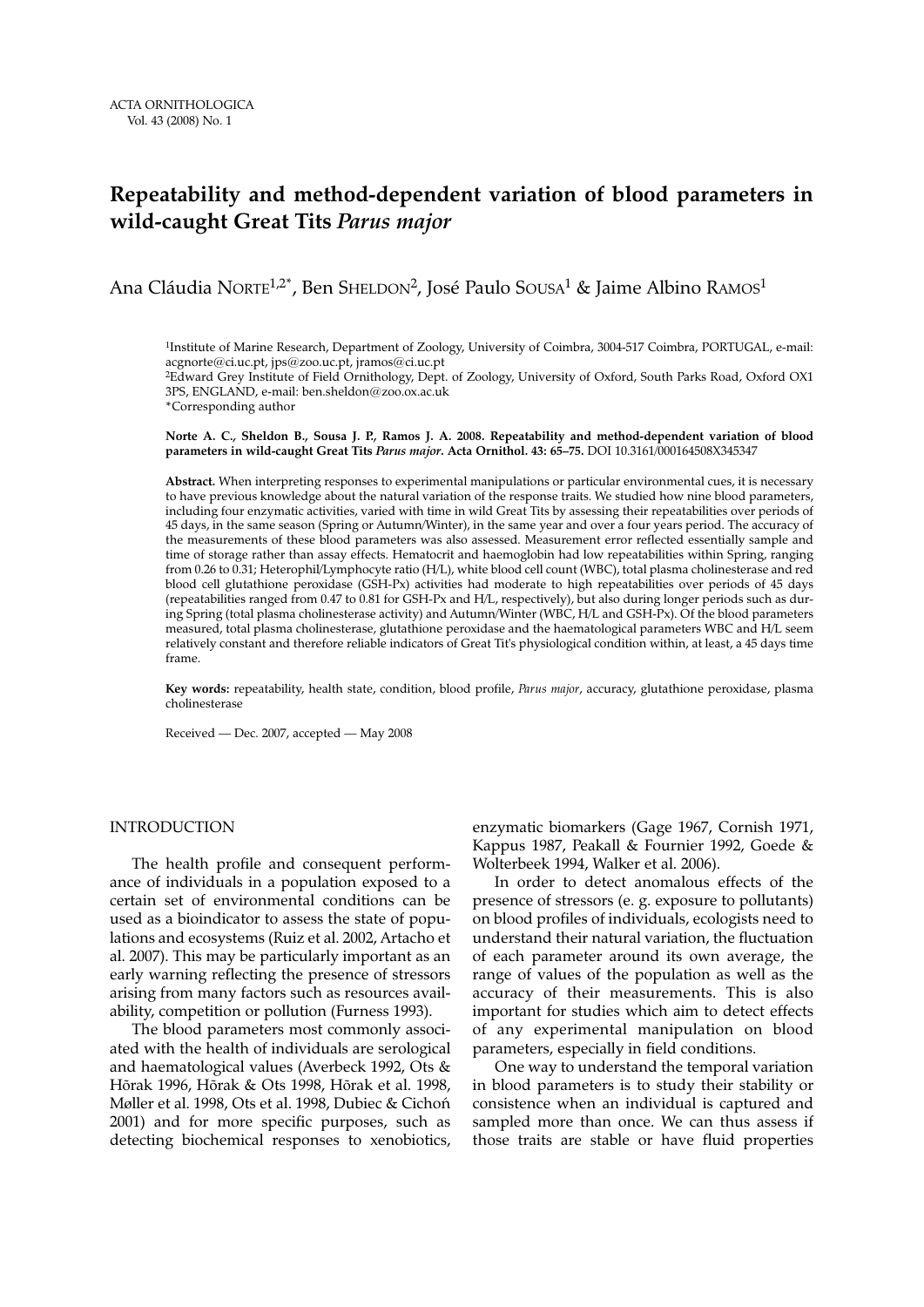# Repeatability and method-dependent variation of blood parameters in wild-caught Great Tits *Parus major*

Ana Cláudia Norte[1,2*], Ben Sheldon[2], José Paulo Sousa[1] & Jaime Albino Ramos[1]

[1]Institute of Marine Research, Department of Zoology, University of Coimbra, 3004-517 Coimbra, PORTUGAL, e-mail: acgnorte@ci.uc.pt, jps@zoo.uc.pt, jramos@ci.uc.pt

[2]Edward Grey Institute of Field Ornithology, Dept. of Zoology, University of Oxford, South Parks Road, Oxford OX1 3PS, ENGLAND, e-mail: ben.sheldon@zoo.ox.ac.uk

*Corresponding author

**Norte A. C., Sheldon B., Sousa J. P., Ramos J. A. 2008. Repeatability and method-dependent variation of blood parameters in wild-caught Great Tits *Parus major*. Acta Ornithol. 43: 65–75.** DOI 10.3161/000164508X345347

**Abstract.** When interpreting responses to experimental manipulations or particular environmental cues, it is necessary to have previous knowledge about the natural variation of the response traits. We studied how nine blood parameters, including four enzymatic activities, varied with time in wild Great Tits by assessing their repeatabilities over periods of 45 days, in the same season (Spring or Autumn/Winter), in the same year and over a four years period. The accuracy of the measurements of these blood parameters was also assessed. Measurement error reflected essentially sample and time of storage rather than assay effects. Hematocrit and haemoglobin had low repeatabilities within Spring, ranging from 0.26 to 0.31; Heterophil/Lymphocyte ratio (H/L), white blood cell count (WBC), total plasma cholinesterase and red blood cell glutathione peroxidase (GSH-Px) activities had moderate to high repeatabilities over periods of 45 days (repeatabilities ranged from 0.47 to 0.81 for GSH-Px and H/L, respectively), but also during longer periods such as during Spring (total plasma cholinesterase activity) and Autumn/Winter (WBC, H/L and GSH-Px). Of the blood parameters measured, total plasma cholinesterase, glutathione peroxidase and the haematological parameters WBC and H/L seem relatively constant and therefore reliable indicators of Great Tit's physiological condition within, at least, a 45 days time frame.

**Key words:** repeatability, health state, condition, blood profile, *Parus major*, accuracy, glutathione peroxidase, plasma cholinesterase

Received — Dec. 2007, accepted — May 2008

## INTRODUCTION

The health profile and consequent performance of individuals in a population exposed to a certain set of environmental conditions can be used as a bioindicator to assess the state of populations and ecosystems (Ruiz et al. 2002, Artacho et al. 2007). This may be particularly important as an early warning reflecting the presence of stressors arising from many factors such as resources availability, competition or pollution (Furness 1993).

The blood parameters most commonly associated with the health of individuals are serological and haematological values (Averbeck 1992, Ots & Hõrak 1996, Hõrak & Ots 1998, Hõrak et al. 1998, Møller et al. 1998, Ots et al. 1998, Dubiec & Cichoń 2001) and for more specific purposes, such as detecting biochemical responses to xenobiotics, enzymatic biomarkers (Gage 1967, Cornish 1971, Kappus 1987, Peakall & Fournier 1992, Goede & Wolterbeek 1994, Walker et al. 2006).

In order to detect anomalous effects of the presence of stressors (e. g. exposure to pollutants) on blood profiles of individuals, ecologists need to understand their natural variation, the fluctuation of each parameter around its own average, the range of values of the population as well as the accuracy of their measurements. This is also important for studies which aim to detect effects of any experimental manipulation on blood parameters, especially in field conditions.

One way to understand the temporal variation in blood parameters is to study their stability or consistence when an individual is captured and sampled more than once. We can thus assess if those traits are stable or have fluid properties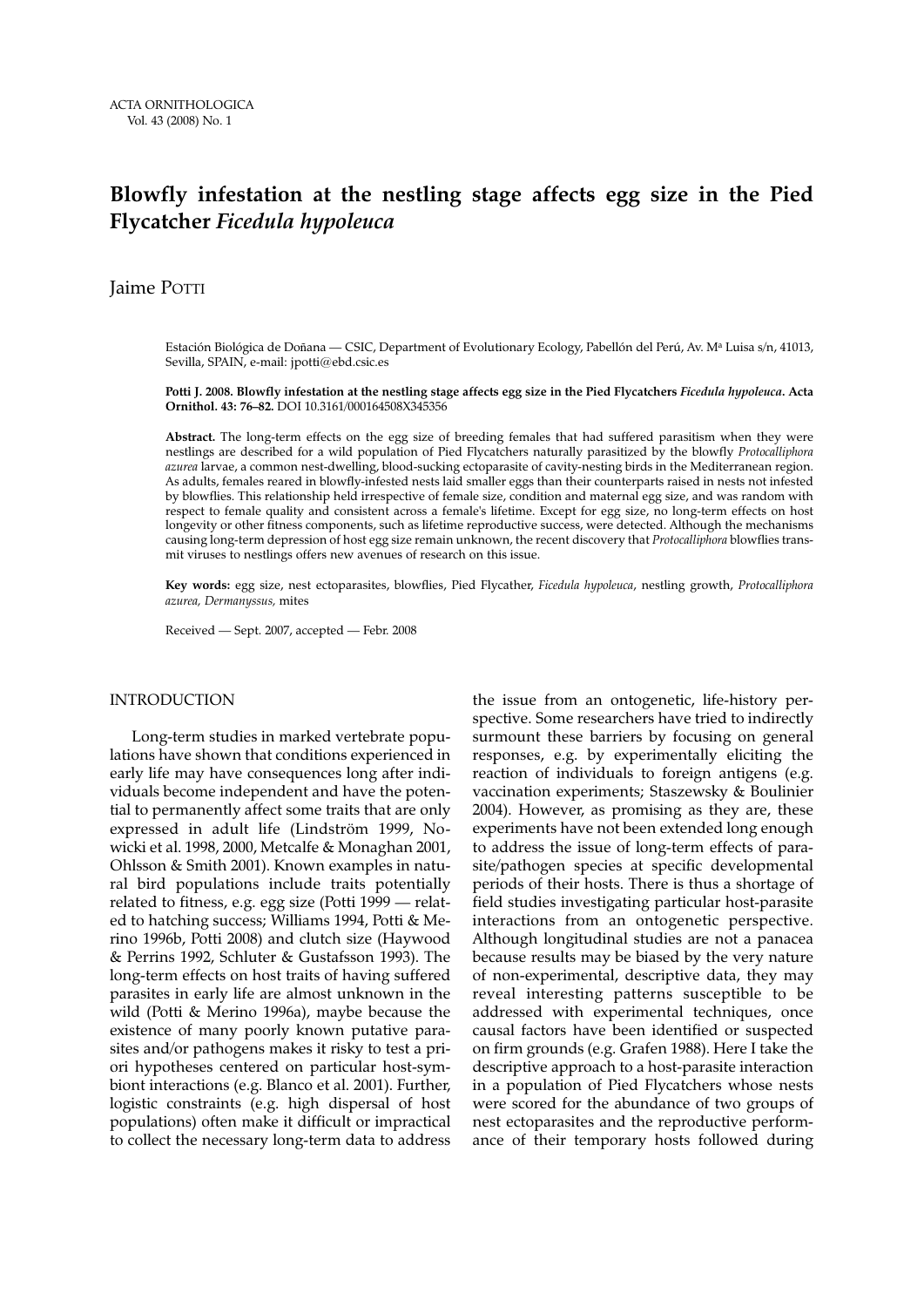# Blowfly infestation at the nestling stage affects egg size in the Pied Flycatcher *Ficedula hypoleuca*

Jaime POTTI

Estación Biológica de Doñana — CSIC, Department of Evolutionary Ecology, Pabellón del Perú, Av. Mª Luisa s/n, 41013, Sevilla, SPAIN, e-mail: jpotti@ebd.csic.es

**Potti J. 2008. Blowfly infestation at the nestling stage affects egg size in the Pied Flycatchers *Ficedula hypoleuca*. Acta Ornithol. 43: 76–82.** DOI 10.3161/000164508X345356

**Abstract.** The long-term effects on the egg size of breeding females that had suffered parasitism when they were nestlings are described for a wild population of Pied Flycatchers naturally parasitized by the blowfly *Protocalliphora azurea* larvae, a common nest-dwelling, blood-sucking ectoparasite of cavity-nesting birds in the Mediterranean region. As adults, females reared in blowfly-infested nests laid smaller eggs than their counterparts raised in nests not infested by blowflies. This relationship held irrespective of female size, condition and maternal egg size, and was random with respect to female quality and consistent across a female's lifetime. Except for egg size, no long-term effects on host longevity or other fitness components, such as lifetime reproductive success, were detected. Although the mechanisms causing long-term depression of host egg size remain unknown, the recent discovery that *Protocalliphora* blowflies transmit viruses to nestlings offers new avenues of research on this issue.

**Key words:** egg size, nest ectoparasites, blowflies, Pied Flycather, *Ficedula hypoleuca*, nestling growth, *Protocalliphora azurea, Dermanyssus,* mites

Received — Sept. 2007, accepted — Febr. 2008

## INTRODUCTION

Long-term studies in marked vertebrate populations have shown that conditions experienced in early life may have consequences long after individuals become independent and have the potential to permanently affect some traits that are only expressed in adult life (Lindström 1999, Nowicki et al. 1998, 2000, Metcalfe & Monaghan 2001, Ohlsson & Smith 2001). Known examples in natural bird populations include traits potentially related to fitness, e.g. egg size (Potti 1999 — related to hatching success; Williams 1994, Potti & Merino 1996b, Potti 2008) and clutch size (Haywood & Perrins 1992, Schluter & Gustafsson 1993). The long-term effects on host traits of having suffered parasites in early life are almost unknown in the wild (Potti & Merino 1996a), maybe because the existence of many poorly known putative parasites and/or pathogens makes it risky to test a priori hypotheses centered on particular host-symbiont interactions (e.g. Blanco et al. 2001). Further, logistic constraints (e.g. high dispersal of host populations) often make it difficult or impractical to collect the necessary long-term data to address the issue from an ontogenetic, life-history perspective. Some researchers have tried to indirectly surmount these barriers by focusing on general responses, e.g. by experimentally eliciting the reaction of individuals to foreign antigens (e.g. vaccination experiments; Staszewsky & Boulinier 2004). However, as promising as they are, these experiments have not been extended long enough to address the issue of long-term effects of parasite/pathogen species at specific developmental periods of their hosts. There is thus a shortage of field studies investigating particular host-parasite interactions from an ontogenetic perspective. Although longitudinal studies are not a panacea because results may be biased by the very nature of non-experimental, descriptive data, they may reveal interesting patterns susceptible to be addressed with experimental techniques, once causal factors have been identified or suspected on firm grounds (e.g. Grafen 1988). Here I take the descriptive approach to a host-parasite interaction in a population of Pied Flycatchers whose nests were scored for the abundance of two groups of nest ectoparasites and the reproductive performance of their temporary hosts followed during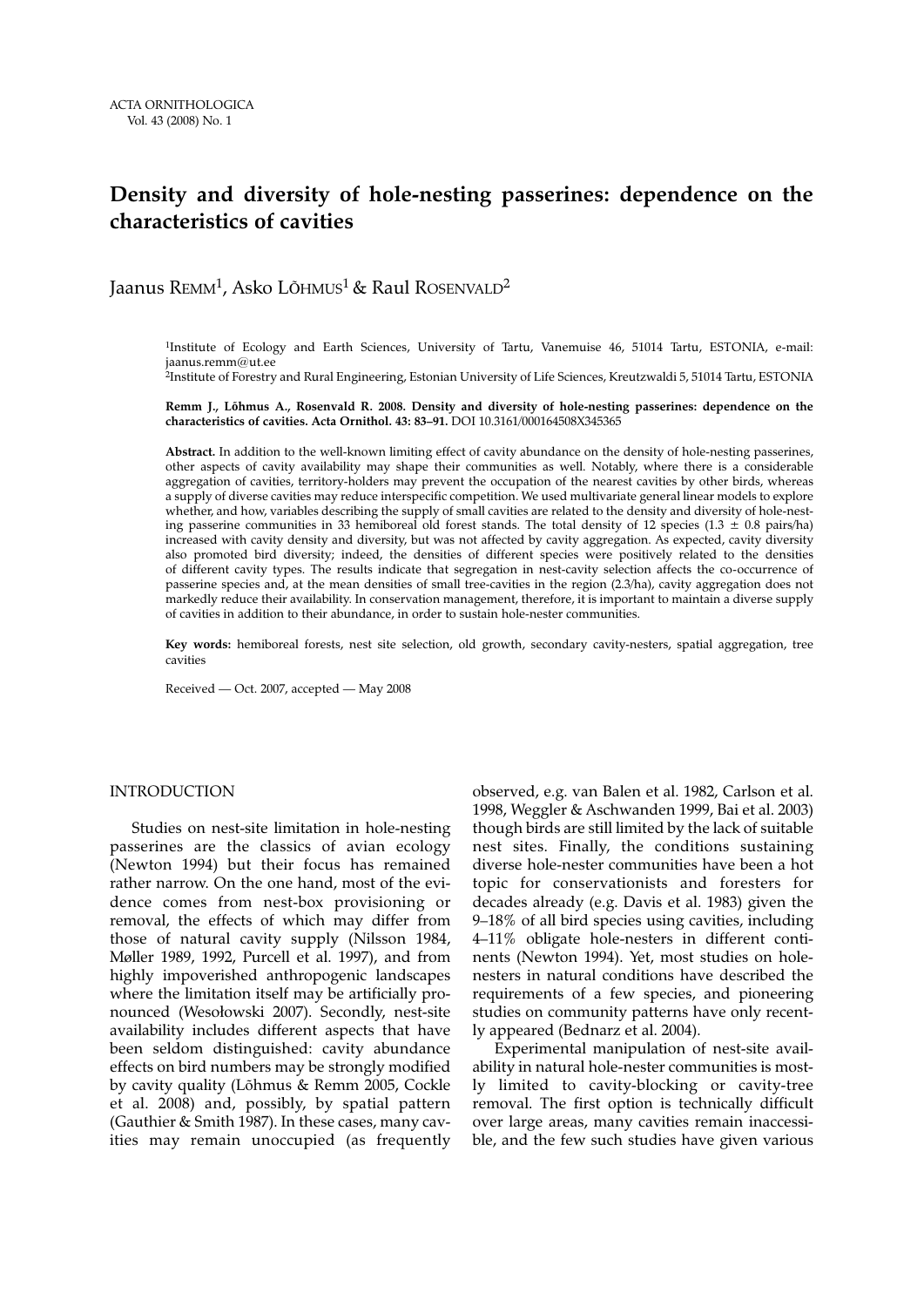# Density and diversity of hole-nesting passerines: dependence on the characteristics of cavities

Jaanus Remm[1], Asko Lõhmus[1] & Raul Rosenvald[2]

[1]Institute of Ecology and Earth Sciences, University of Tartu, Vanemuise 46, 51014 Tartu, ESTONIA, e-mail: jaanus.remm@ut.ee
[2]Institute of Forestry and Rural Engineering, Estonian University of Life Sciences, Kreutzwaldi 5, 51014 Tartu, ESTONIA

**Remm J., Lõhmus A., Rosenvald R. 2008. Density and diversity of hole-nesting passerines: dependence on the characteristics of cavities. Acta Ornithol. 43: 83–91.** DOI 10.3161/000164508X345365

**Abstract.** In addition to the well-known limiting effect of cavity abundance on the density of hole-nesting passerines, other aspects of cavity availability may shape their communities as well. Notably, where there is a considerable aggregation of cavities, territory-holders may prevent the occupation of the nearest cavities by other birds, whereas a supply of diverse cavities may reduce interspecific competition. We used multivariate general linear models to explore whether, and how, variables describing the supply of small cavities are related to the density and diversity of hole-nesting passerine communities in 33 hemiboreal old forest stands. The total density of 12 species (1.3 ± 0.8 pairs/ha) increased with cavity density and diversity, but was not affected by cavity aggregation. As expected, cavity diversity also promoted bird diversity; indeed, the densities of different species were positively related to the densities of different cavity types. The results indicate that segregation in nest-cavity selection affects the co-occurrence of passerine species and, at the mean densities of small tree-cavities in the region (2.3/ha), cavity aggregation does not markedly reduce their availability. In conservation management, therefore, it is important to maintain a diverse supply of cavities in addition to their abundance, in order to sustain hole-nester communities.

**Key words:** hemiboreal forests, nest site selection, old growth, secondary cavity-nesters, spatial aggregation, tree cavities

Received — Oct. 2007, accepted — May 2008

## INTRODUCTION

Studies on nest-site limitation in hole-nesting passerines are the classics of avian ecology (Newton 1994) but their focus has remained rather narrow. On the one hand, most of the evidence comes from nest-box provisioning or removal, the effects of which may differ from those of natural cavity supply (Nilsson 1984, Møller 1989, 1992, Purcell et al. 1997), and from highly impoverished anthropogenic landscapes where the limitation itself may be artificially pronounced (Wesołowski 2007). Secondly, nest-site availability includes different aspects that have been seldom distinguished: cavity abundance effects on bird numbers may be strongly modified by cavity quality (Lõhmus & Remm 2005, Cockle et al. 2008) and, possibly, by spatial pattern (Gauthier & Smith 1987). In these cases, many cavities may remain unoccupied (as frequently observed, e.g. van Balen et al. 1982, Carlson et al. 1998, Weggler & Aschwanden 1999, Bai et al. 2003) though birds are still limited by the lack of suitable nest sites. Finally, the conditions sustaining diverse hole-nester communities have been a hot topic for conservationists and foresters for decades already (e.g. Davis et al. 1983) given the 9–18% of all bird species using cavities, including 4–11% obligate hole-nesters in different continents (Newton 1994). Yet, most studies on hole-nesters in natural conditions have described the requirements of a few species, and pioneering studies on community patterns have only recently appeared (Bednarz et al. 2004).

Experimental manipulation of nest-site availability in natural hole-nester communities is mostly limited to cavity-blocking or cavity-tree removal. The first option is technically difficult over large areas, many cavities remain inaccessible, and the few such studies have given various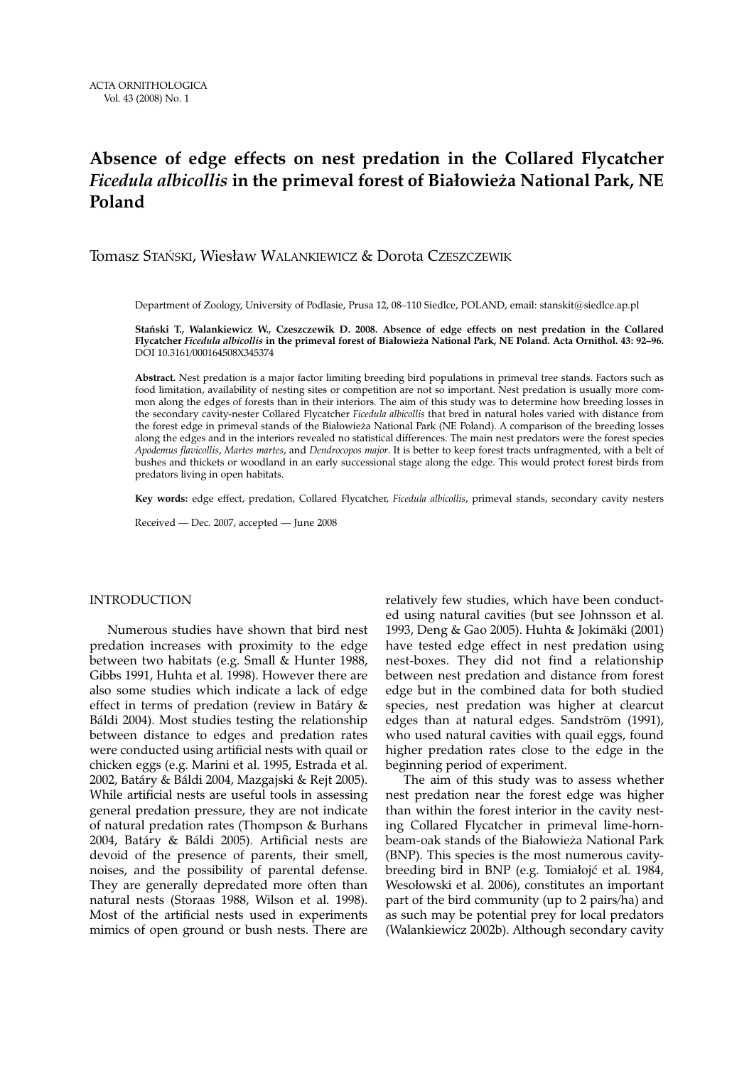# Absence of edge effects on nest predation in the Collared Flycatcher *Ficedula albicollis* in the primeval forest of Białowieża National Park, NE Poland

Tomasz Stański, Wiesław Walankiewicz & Dorota Czeszczewik

Department of Zoology, University of Podlasie, Prusa 12, 08–110 Siedlce, POLAND, email: stanskit@siedlce.ap.pl

**Stański T., Walankiewicz W., Czeszczewik D. 2008. Absence of edge effects on nest predation in the Collared Flycatcher *Ficedula albicollis* in the primeval forest of Białowieża National Park, NE Poland. Acta Ornithol. 43: 92–96.** DOI 10.3161/000164508X345374

**Abstract.** Nest predation is a major factor limiting breeding bird populations in primeval tree stands. Factors such as food limitation, availability of nesting sites or competition are not so important. Nest predation is usually more common along the edges of forests than in their interiors. The aim of this study was to determine how breeding losses in the secondary cavity-nester Collared Flycatcher *Ficedula albicollis* that bred in natural holes varied with distance from the forest edge in primeval stands of the Białowieża National Park (NE Poland). A comparison of the breeding losses along the edges and in the interiors revealed no statistical differences. The main nest predators were the forest species *Apodemus flavicollis*, *Martes martes*, and *Dendrocopos major*. It is better to keep forest tracts unfragmented, with a belt of bushes and thickets or woodland in an early successional stage along the edge. This would protect forest birds from predators living in open habitats.

**Key words:** edge effect, predation, Collared Flycatcher, *Ficedula albicollis*, primeval stands, secondary cavity nesters

Received — Dec. 2007, accepted — June 2008

## INTRODUCTION

Numerous studies have shown that bird nest predation increases with proximity to the edge between two habitats (e.g. Small & Hunter 1988, Gibbs 1991, Huhta et al. 1998). However there are also some studies which indicate a lack of edge effect in terms of predation (review in Batáry & Báldi 2004). Most studies testing the relationship between distance to edges and predation rates were conducted using artificial nests with quail or chicken eggs (e.g. Marini et al. 1995, Estrada et al. 2002, Batáry & Báldi 2004, Mazgajski & Rejt 2005). While artificial nests are useful tools in assessing general predation pressure, they are not indicate of natural predation rates (Thompson & Burhans 2004, Batáry & Báldi 2005). Artificial nests are devoid of the presence of parents, their smell, noises, and the possibility of parental defense. They are generally depredated more often than natural nests (Storaas 1988, Wilson et al. 1998). Most of the artificial nests used in experiments mimics of open ground or bush nests. There are relatively few studies, which have been conducted using natural cavities (but see Johnsson et al. 1993, Deng & Gao 2005). Huhta & Jokimäki (2001) have tested edge effect in nest predation using nest-boxes. They did not find a relationship between nest predation and distance from forest edge but in the combined data for both studied species, nest predation was higher at clearcut edges than at natural edges. Sandström (1991), who used natural cavities with quail eggs, found higher predation rates close to the edge in the beginning period of experiment.

The aim of this study was to assess whether nest predation near the forest edge was higher than within the forest interior in the cavity nesting Collared Flycatcher in primeval lime-hornbeam-oak stands of the Białowieża National Park (BNP). This species is the most numerous cavity-breeding bird in BNP (e.g. Tomiałojć et al. 1984, Wesołowski et al. 2006), constitutes an important part of the bird community (up to 2 pairs/ha) and as such may be potential prey for local predators (Walankiewicz 2002b). Although secondary cavity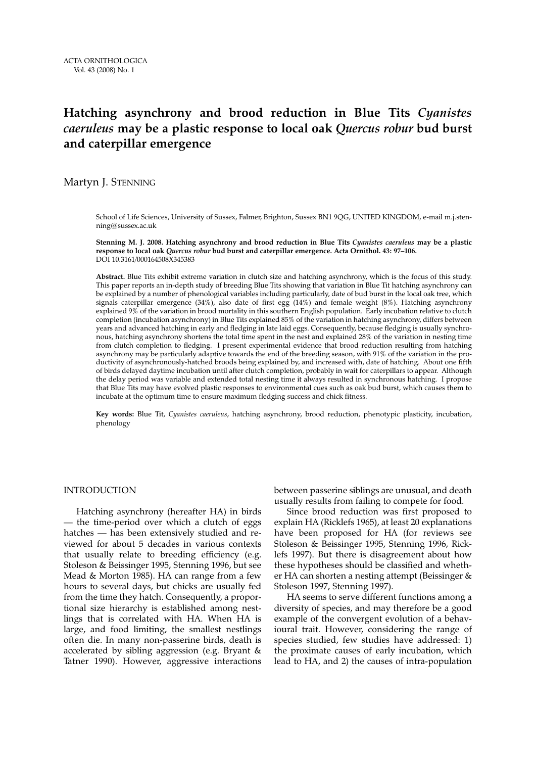# Hatching asynchrony and brood reduction in Blue Tits *Cyanistes caeruleus* may be a plastic response to local oak *Quercus robur* bud burst and caterpillar emergence

Martyn J. Stenning

School of Life Sciences, University of Sussex, Falmer, Brighton, Sussex BN1 9QG, UNITED KINGDOM, e-mail m.j.stenning@sussex.ac.uk

**Stenning M. J. 2008. Hatching asynchrony and brood reduction in Blue Tits *Cyanistes caeruleus* may be a plastic response to local oak *Quercus robur* bud burst and caterpillar emergence. Acta Ornithol. 43: 97–106.**
DOI 10.3161/000164508X345383

**Abstract.** Blue Tits exhibit extreme variation in clutch size and hatching asynchrony, which is the focus of this study. This paper reports an in-depth study of breeding Blue Tits showing that variation in Blue Tit hatching asynchrony can be explained by a number of phenological variables including particularly, date of bud burst in the local oak tree, which signals caterpillar emergence (34%), also date of first egg (14%) and female weight (8%). Hatching asynchrony explained 9% of the variation in brood mortality in this southern English population. Early incubation relative to clutch completion (incubation asynchrony) in Blue Tits explained 85% of the variation in hatching asynchrony, differs between years and advanced hatching in early and fledging in late laid eggs. Consequently, because fledging is usually synchronous, hatching asynchrony shortens the total time spent in the nest and explained 28% of the variation in nesting time from clutch completion to fledging. I present experimental evidence that brood reduction resulting from hatching asynchrony may be particularly adaptive towards the end of the breeding season, with 91% of the variation in the productivity of asynchronously-hatched broods being explained by, and increased with, date of hatching. About one fifth of birds delayed daytime incubation until after clutch completion, probably in wait for caterpillars to appear. Although the delay period was variable and extended total nesting time it always resulted in synchronous hatching. I propose that Blue Tits may have evolved plastic responses to environmental cues such as oak bud burst, which causes them to incubate at the optimum time to ensure maximum fledging success and chick fitness.

**Key words:** Blue Tit, *Cyanistes caeruleus*, hatching asynchrony, brood reduction, phenotypic plasticity, incubation, phenology

## INTRODUCTION

Hatching asynchrony (hereafter HA) in birds — the time-period over which a clutch of eggs hatches — has been extensively studied and reviewed for about 5 decades in various contexts that usually relate to breeding efficiency (e.g. Stoleson & Beissinger 1995, Stenning 1996, but see Mead & Morton 1985). HA can range from a few hours to several days, but chicks are usually fed from the time they hatch. Consequently, a proportional size hierarchy is established among nestlings that is correlated with HA. When HA is large, and food limiting, the smallest nestlings often die. In many non-passerine birds, death is accelerated by sibling aggression (e.g. Bryant & Tatner 1990). However, aggressive interactions between passerine siblings are unusual, and death usually results from failing to compete for food.

Since brood reduction was first proposed to explain HA (Ricklefs 1965), at least 20 explanations have been proposed for HA (for reviews see Stoleson & Beissinger 1995, Stenning 1996, Ricklefs 1997). But there is disagreement about how these hypotheses should be classified and whether HA can shorten a nesting attempt (Beissinger & Stoleson 1997, Stenning 1997).

HA seems to serve different functions among a diversity of species, and may therefore be a good example of the convergent evolution of a behavioural trait. However, considering the range of species studied, few studies have addressed: 1) the proximate causes of early incubation, which lead to HA, and 2) the causes of intra-population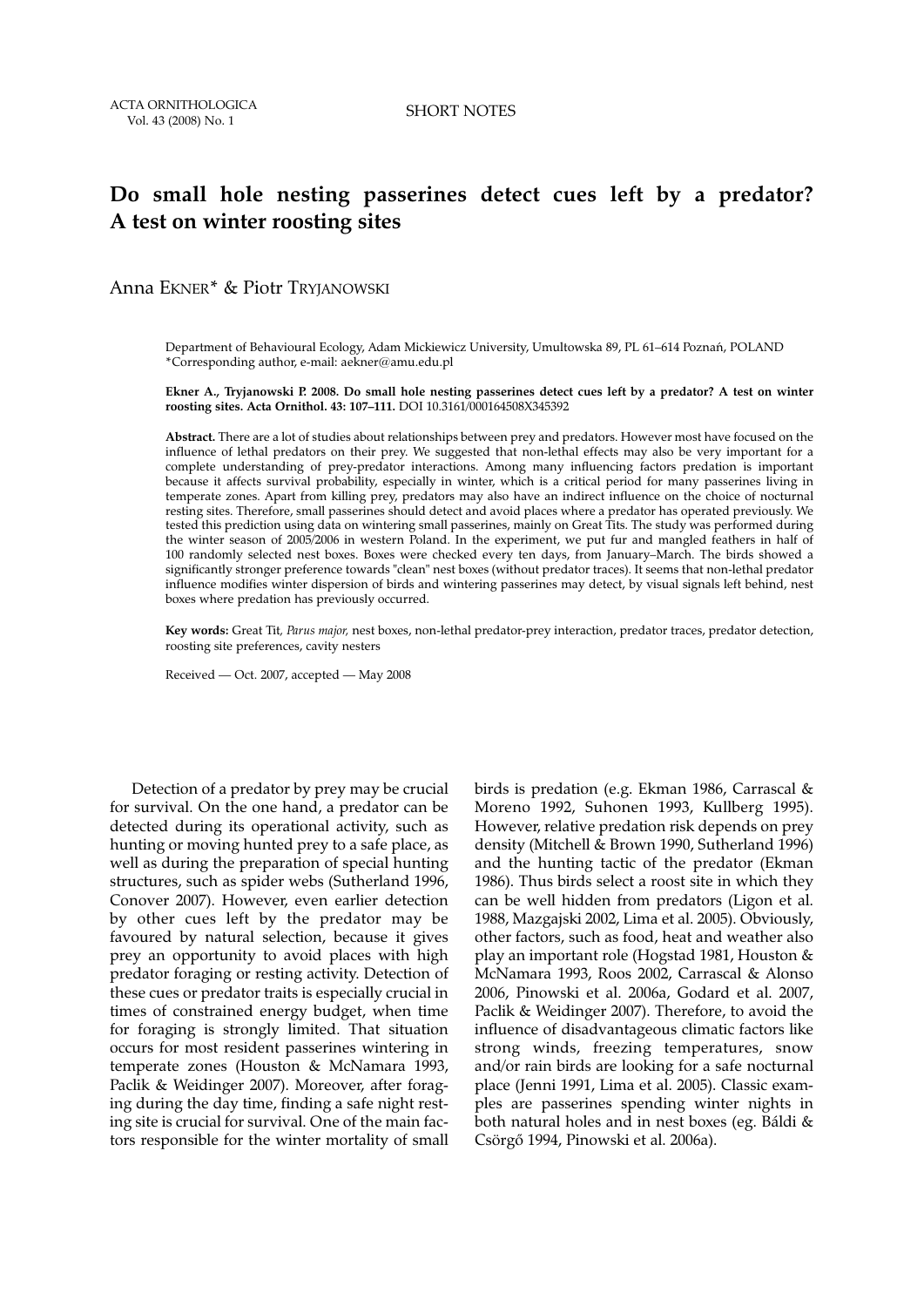SHORT NOTES

# Do small hole nesting passerines detect cues left by a predator? A test on winter roosting sites

Anna EKNER* & Piotr TRYJANOWSKI

Department of Behavioural Ecology, Adam Mickiewicz University, Umultowska 89, PL 61–614 Poznań, POLAND
*Corresponding author, e-mail: aekner@amu.edu.pl

**Ekner A., Tryjanowski P. 2008. Do small hole nesting passerines detect cues left by a predator? A test on winter roosting sites. Acta Ornithol. 43: 107–111.** DOI 10.3161/000164508X345392

**Abstract.** There are a lot of studies about relationships between prey and predators. However most have focused on the influence of lethal predators on their prey. We suggested that non-lethal effects may also be very important for a complete understanding of prey-predator interactions. Among many influencing factors predation is important because it affects survival probability, especially in winter, which is a critical period for many passerines living in temperate zones. Apart from killing prey, predators may also have an indirect influence on the choice of nocturnal resting sites. Therefore, small passerines should detect and avoid places where a predator has operated previously. We tested this prediction using data on wintering small passerines, mainly on Great Tits. The study was performed during the winter season of 2005/2006 in western Poland. In the experiment, we put fur and mangled feathers in half of 100 randomly selected nest boxes. Boxes were checked every ten days, from January–March. The birds showed a significantly stronger preference towards "clean" nest boxes (without predator traces). It seems that non-lethal predator influence modifies winter dispersion of birds and wintering passerines may detect, by visual signals left behind, nest boxes where predation has previously occurred.

**Key words:** Great Tit, *Parus major,* nest boxes, non-lethal predator-prey interaction, predator traces, predator detection, roosting site preferences, cavity nesters

Received — Oct. 2007, accepted — May 2008

Detection of a predator by prey may be crucial for survival. On the one hand, a predator can be detected during its operational activity, such as hunting or moving hunted prey to a safe place, as well as during the preparation of special hunting structures, such as spider webs (Sutherland 1996, Conover 2007). However, even earlier detection by other cues left by the predator may be favoured by natural selection, because it gives prey an opportunity to avoid places with high predator foraging or resting activity. Detection of these cues or predator traits is especially crucial in times of constrained energy budget, when time for foraging is strongly limited. That situation occurs for most resident passerines wintering in temperate zones (Houston & McNamara 1993, Paclik & Weidinger 2007). Moreover, after foraging during the day time, finding a safe night resting site is crucial for survival. One of the main factors responsible for the winter mortality of small birds is predation (e.g. Ekman 1986, Carrascal & Moreno 1992, Suhonen 1993, Kullberg 1995). However, relative predation risk depends on prey density (Mitchell & Brown 1990, Sutherland 1996) and the hunting tactic of the predator (Ekman 1986). Thus birds select a roost site in which they can be well hidden from predators (Ligon et al. 1988, Mazgajski 2002, Lima et al. 2005). Obviously, other factors, such as food, heat and weather also play an important role (Hogstad 1981, Houston & McNamara 1993, Roos 2002, Carrascal & Alonso 2006, Pinowski et al. 2006a, Godard et al. 2007, Paclik & Weidinger 2007). Therefore, to avoid the influence of disadvantageous climatic factors like strong winds, freezing temperatures, snow and/or rain birds are looking for a safe nocturnal place (Jenni 1991, Lima et al. 2005). Classic examples are passerines spending winter nights in both natural holes and in nest boxes (eg. Báldi & Csörgő 1994, Pinowski et al. 2006a).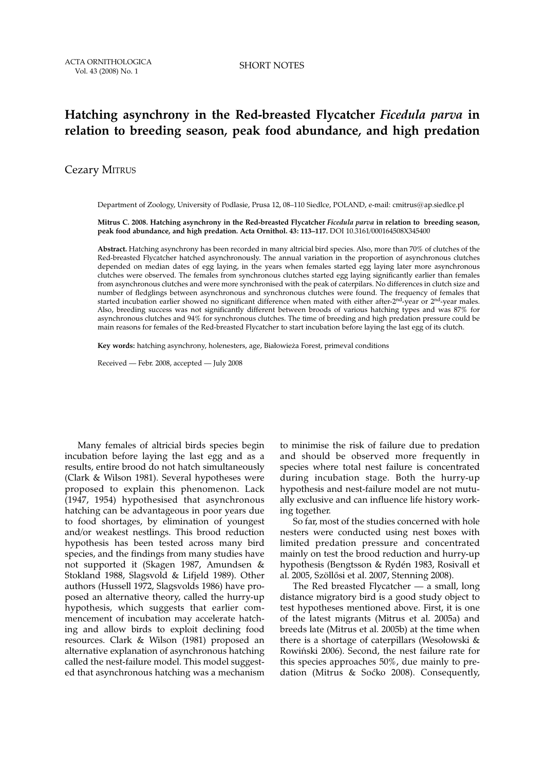SHORT NOTES

# Hatching asynchrony in the Red-breasted Flycatcher *Ficedula parva* in relation to breeding season, peak food abundance, and high predation

Cezary Mitrus

Department of Zoology, University of Podlasie, Prusa 12, 08–110 Siedlce, POLAND, e-mail: cmitrus@ap.siedlce.pl

**Mitrus C. 2008. Hatching asynchrony in the Red-breasted Flycatcher *Ficedula parva* in relation to breeding season, peak food abundance, and high predation. Acta Ornithol. 43: 113–117.** DOI 10.3161/000164508X345400

**Abstract.** Hatching asynchrony has been recorded in many altricial bird species. Also, more than 70% of clutches of the Red-breasted Flycatcher hatched asynchronously. The annual variation in the proportion of asynchronous clutches depended on median dates of egg laying, in the years when females started egg laying later more asynchronous clutches were observed. The females from synchronous clutches started egg laying significantly earlier than females from asynchronous clutches and were more synchronised with the peak of caterpilars. No differences in clutch size and number of fledglings between asynchronous and synchronous clutches were found. The frequency of females that started incubation earlier showed no significant difference when mated with either after-2nd-year or 2nd-year males. Also, breeding success was not significantly different between broods of various hatching types and was 87% for asynchronous clutches and 94% for synchronous clutches. The time of breeding and high predation pressure could be main reasons for females of the Red-breasted Flycatcher to start incubation before laying the last egg of its clutch.

**Key words:** hatching asynchrony, holenesters, age, Białowieża Forest, primeval conditions

Received — Febr. 2008, accepted — July 2008

Many females of altricial birds species begin incubation before laying the last egg and as a results, entire brood do not hatch simultaneously (Clark & Wilson 1981). Several hypotheses were proposed to explain this phenomenon. Lack (1947, 1954) hypothesised that asynchronous hatching can be advantageous in poor years due to food shortages, by elimination of youngest and/or weakest nestlings. This brood reduction hypothesis has been tested across many bird species, and the findings from many studies have not supported it (Skagen 1987, Amundsen & Stokland 1988, Slagsvold & Lifjeld 1989). Other authors (Hussell 1972, Slagsvolds 1986) have proposed an alternative theory, called the hurry-up hypothesis, which suggests that earlier commencement of incubation may accelerate hatching and allow birds to exploit declining food resources. Clark & Wilson (1981) proposed an alternative explanation of asynchronous hatching called the nest-failure model. This model suggested that asynchronous hatching was a mechanism to minimise the risk of failure due to predation and should be observed more frequently in species where total nest failure is concentrated during incubation stage. Both the hurry-up hypothesis and nest-failure model are not mutually exclusive and can influence life history working together.

So far, most of the studies concerned with hole nesters were conducted using nest boxes with limited predation pressure and concentrated mainly on test the brood reduction and hurry-up hypothesis (Bengtsson & Rydén 1983, Rosivall et al. 2005, Szöllősi et al. 2007, Stenning 2008).

The Red breasted Flycatcher — a small, long distance migratory bird is a good study object to test hypotheses mentioned above. First, it is one of the latest migrants (Mitrus et al. 2005a) and breeds late (Mitrus et al. 2005b) at the time when there is a shortage of caterpillars (Wesołowski & Rowiński 2006). Second, the nest failure rate for this species approaches 50%, due mainly to predation (Mitrus & Soćko 2008). Consequently,